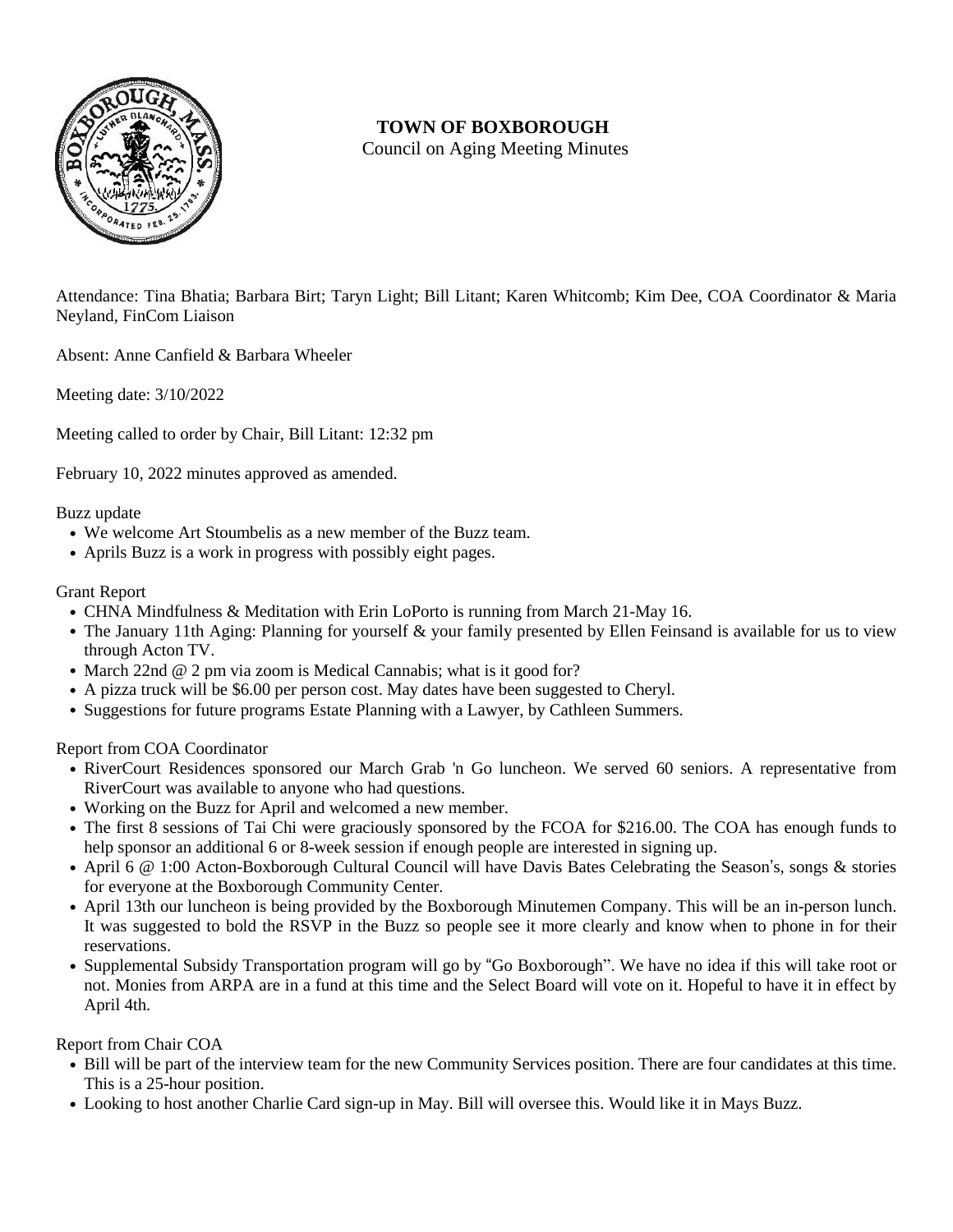# TOWN OF BOXBOROUGH

Council on Aging Meeting Minutes

Attendance: Tina Bhatia; Barbara Birt; Taryn Light; Bill Litant; Karen Whitcomb; Kim Dee, COA Coordinator & Maria Neyland, FinCom Liaison

Absent: Anne Canfield & Barbara Wheeler

Meeting date: 3/10/2022

Meeting called to order by Chair, Bill Litant: 12:32 pm

February 10, 2022 minutes approved as amended.

Buzz update

- We welcome Art Stoumbelis as a new member of the Buzz team.
- Aprils Buzz is a work in progress with possibly eight pages.

Grant Report

- CHNA Mindfulness & Meditation with Erin LoPorto is running from March 21-May 16.
- The January 11th Aging: Planning for yourself & your family presented by Ellen Feinsand is available for us to view through Acton TV.
- March 22nd @ 2 pm via zoom is Medical Cannabis; what is it good for?
- A pizza truck will be $6.00 per person cost. May dates have been suggested to Cheryl.
- Suggestions for future programs Estate Planning with a Lawyer, by Cathleen Summers.

Report from COA Coordinator

- RiverCourt Residences sponsored our March Grab 'n Go luncheon. We served 60 seniors. A representative from RiverCourt was available to anyone who had questions.
- Working on the Buzz for April and welcomed a new member.
- The first 8 sessions of Tai Chi were graciously sponsored by the FCOA for $216.00. The COA has enough funds to help sponsor an additional 6 or 8-week session if enough people are interested in signing up.
- April 6 @ 1:00 Acton-Boxborough Cultural Council will have Davis Bates Celebrating the Season's, songs & stories for everyone at the Boxborough Community Center.
- April 13th our luncheon is being provided by the Boxborough Minutemen Company. This will be an in-person lunch. It was suggested to bold the RSVP in the Buzz so people see it more clearly and know when to phone in for their reservations.
- Supplemental Subsidy Transportation program will go by "Go Boxborough". We have no idea if this will take root or not. Monies from ARPA are in a fund at this time and the Select Board will vote on it. Hopeful to have it in effect by April 4th.

Report from Chair COA

- Bill will be part of the interview team for the new Community Services position. There are four candidates at this time. This is a 25-hour position.
- Looking to host another Charlie Card sign-up in May. Bill will oversee this. Would like it in Mays Buzz.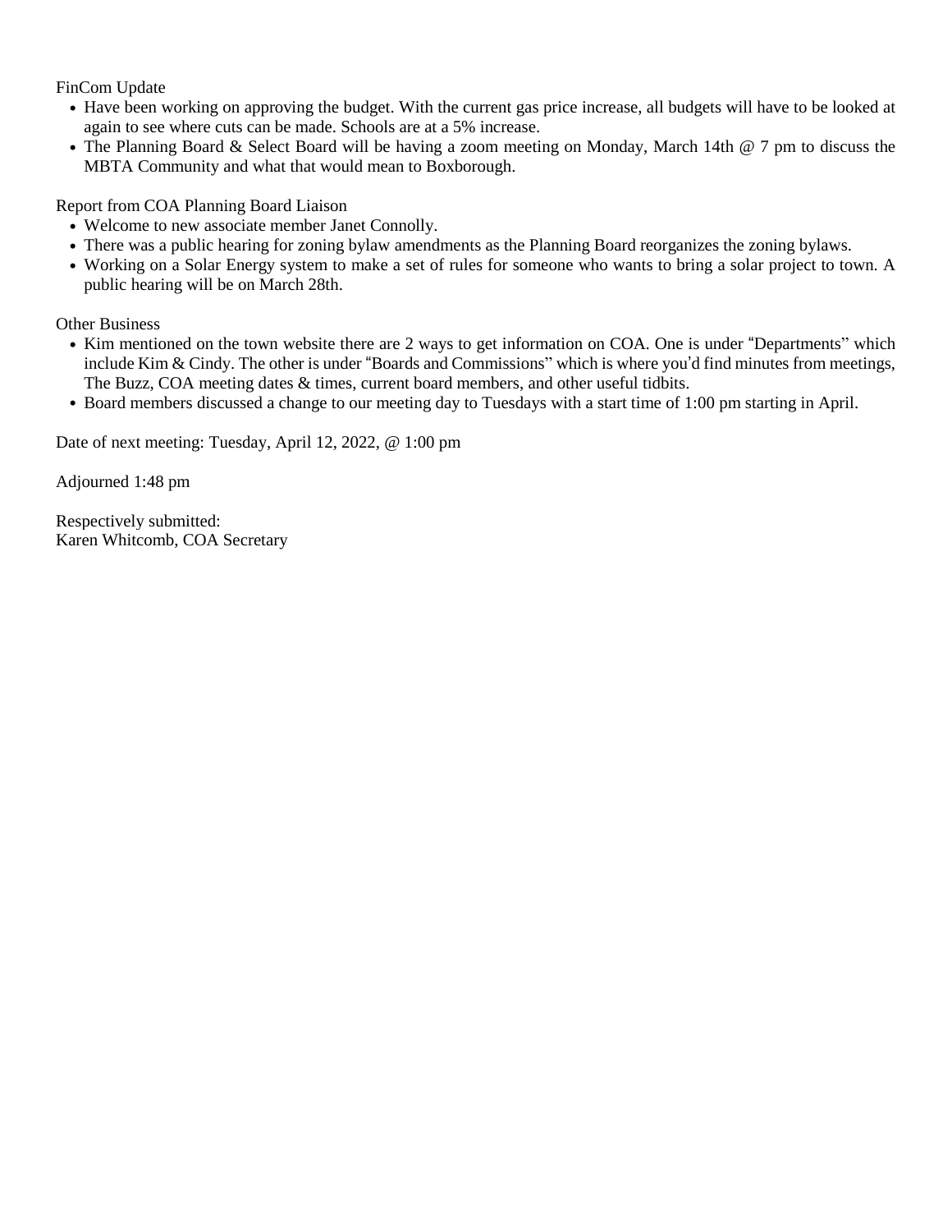FinCom Update

- Have been working on approving the budget. With the current gas price increase, all budgets will have to be looked at again to see where cuts can be made. Schools are at a 5% increase.
- The Planning Board & Select Board will be having a zoom meeting on Monday, March 14th @ 7 pm to discuss the MBTA Community and what that would mean to Boxborough.

Report from COA Planning Board Liaison

- Welcome to new associate member Janet Connolly.
- There was a public hearing for zoning bylaw amendments as the Planning Board reorganizes the zoning bylaws.
- Working on a Solar Energy system to make a set of rules for someone who wants to bring a solar project to town. A public hearing will be on March 28th.

Other Business

- Kim mentioned on the town website there are 2 ways to get information on COA. One is under "Departments" which include Kim & Cindy. The other is under "Boards and Commissions" which is where you'd find minutes from meetings, The Buzz, COA meeting dates & times, current board members, and other useful tidbits.
- Board members discussed a change to our meeting day to Tuesdays with a start time of 1:00 pm starting in April.

Date of next meeting: Tuesday, April 12, 2022, @ 1:00 pm

Adjourned 1:48 pm

Respectively submitted:
Karen Whitcomb, COA Secretary